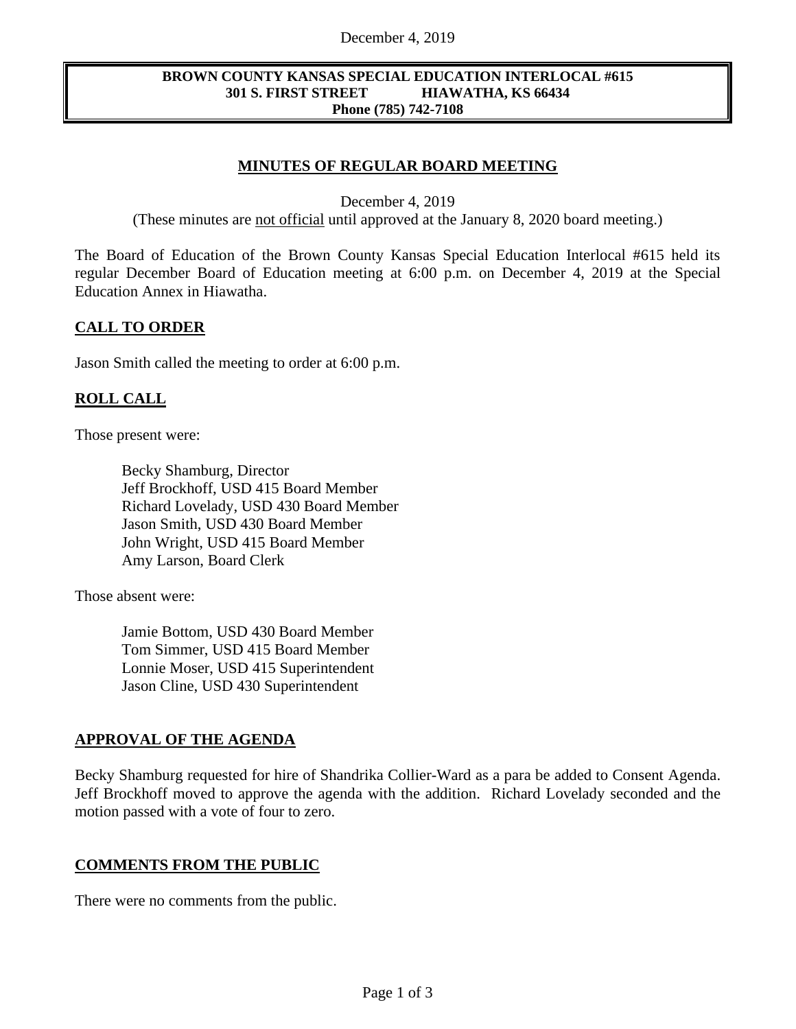**BROWN COUNTY KANSAS SPECIAL EDUCATION INTERLOCAL #615**
**301 S. FIRST STREET HIAWATHA, KS 66434**
**Phone (785) 742-7108**

# MINUTES OF REGULAR BOARD MEETING

December 4, 2019

(These minutes are not official until approved at the January 8, 2020 board meeting.)

The Board of Education of the Brown County Kansas Special Education Interlocal #615 held its regular December Board of Education meeting at 6:00 p.m. on December 4, 2019 at the Special Education Annex in Hiawatha.

## CALL TO ORDER

Jason Smith called the meeting to order at 6:00 p.m.

## ROLL CALL

Those present were:

Becky Shamburg, Director
Jeff Brockhoff, USD 415 Board Member
Richard Lovelady, USD 430 Board Member
Jason Smith, USD 430 Board Member
John Wright, USD 415 Board Member
Amy Larson, Board Clerk

Those absent were:

Jamie Bottom, USD 430 Board Member
Tom Simmer, USD 415 Board Member
Lonnie Moser, USD 415 Superintendent
Jason Cline, USD 430 Superintendent

## APPROVAL OF THE AGENDA

Becky Shamburg requested for hire of Shandrika Collier-Ward as a para be added to Consent Agenda. Jeff Brockhoff moved to approve the agenda with the addition. Richard Lovelady seconded and the motion passed with a vote of four to zero.

## COMMENTS FROM THE PUBLIC

There were no comments from the public.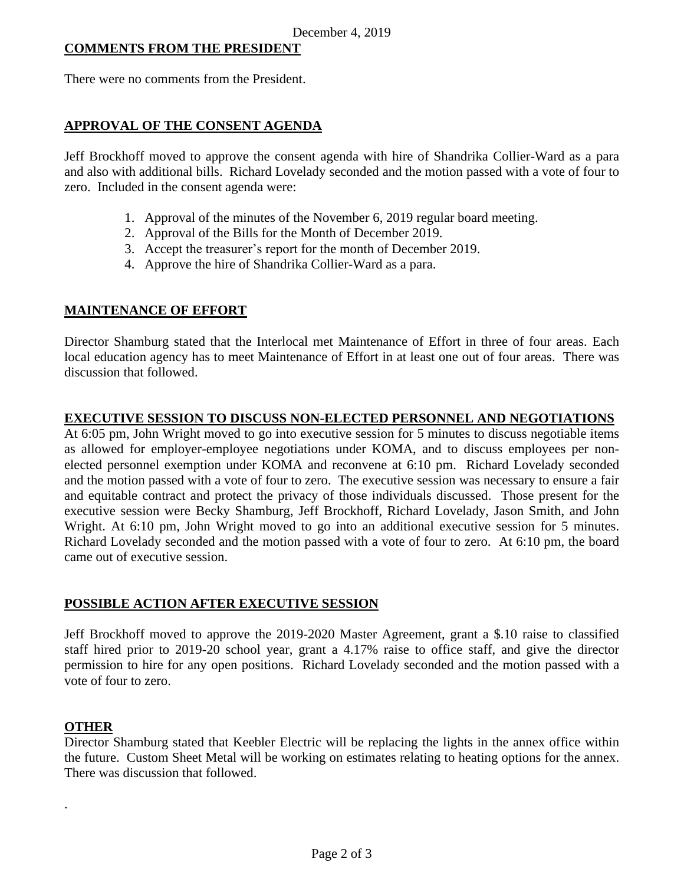December 4, 2019

**COMMENTS FROM THE PRESIDENT**

There were no comments from the President.

**APPROVAL OF THE CONSENT AGENDA**

Jeff Brockhoff moved to approve the consent agenda with hire of Shandrika Collier-Ward as a para and also with additional bills. Richard Lovelady seconded and the motion passed with a vote of four to zero. Included in the consent agenda were:

1. Approval of the minutes of the November 6, 2019 regular board meeting.
2. Approval of the Bills for the Month of December 2019.
3. Accept the treasurer's report for the month of December 2019.
4. Approve the hire of Shandrika Collier-Ward as a para.

**MAINTENANCE OF EFFORT**

Director Shamburg stated that the Interlocal met Maintenance of Effort in three of four areas. Each local education agency has to meet Maintenance of Effort in at least one out of four areas. There was discussion that followed.

**EXECUTIVE SESSION TO DISCUSS NON-ELECTED PERSONNEL AND NEGOTIATIONS**

At 6:05 pm, John Wright moved to go into executive session for 5 minutes to discuss negotiable items as allowed for employer-employee negotiations under KOMA, and to discuss employees per non-elected personnel exemption under KOMA and reconvene at 6:10 pm. Richard Lovelady seconded and the motion passed with a vote of four to zero. The executive session was necessary to ensure a fair and equitable contract and protect the privacy of those individuals discussed. Those present for the executive session were Becky Shamburg, Jeff Brockhoff, Richard Lovelady, Jason Smith, and John Wright. At 6:10 pm, John Wright moved to go into an additional executive session for 5 minutes. Richard Lovelady seconded and the motion passed with a vote of four to zero. At 6:10 pm, the board came out of executive session.

**POSSIBLE ACTION AFTER EXECUTIVE SESSION**

Jeff Brockhoff moved to approve the 2019-2020 Master Agreement, grant a $.10 raise to classified staff hired prior to 2019-20 school year, grant a 4.17% raise to office staff, and give the director permission to hire for any open positions. Richard Lovelady seconded and the motion passed with a vote of four to zero.

**OTHER**

Director Shamburg stated that Keebler Electric will be replacing the lights in the annex office within the future. Custom Sheet Metal will be working on estimates relating to heating options for the annex. There was discussion that followed.

.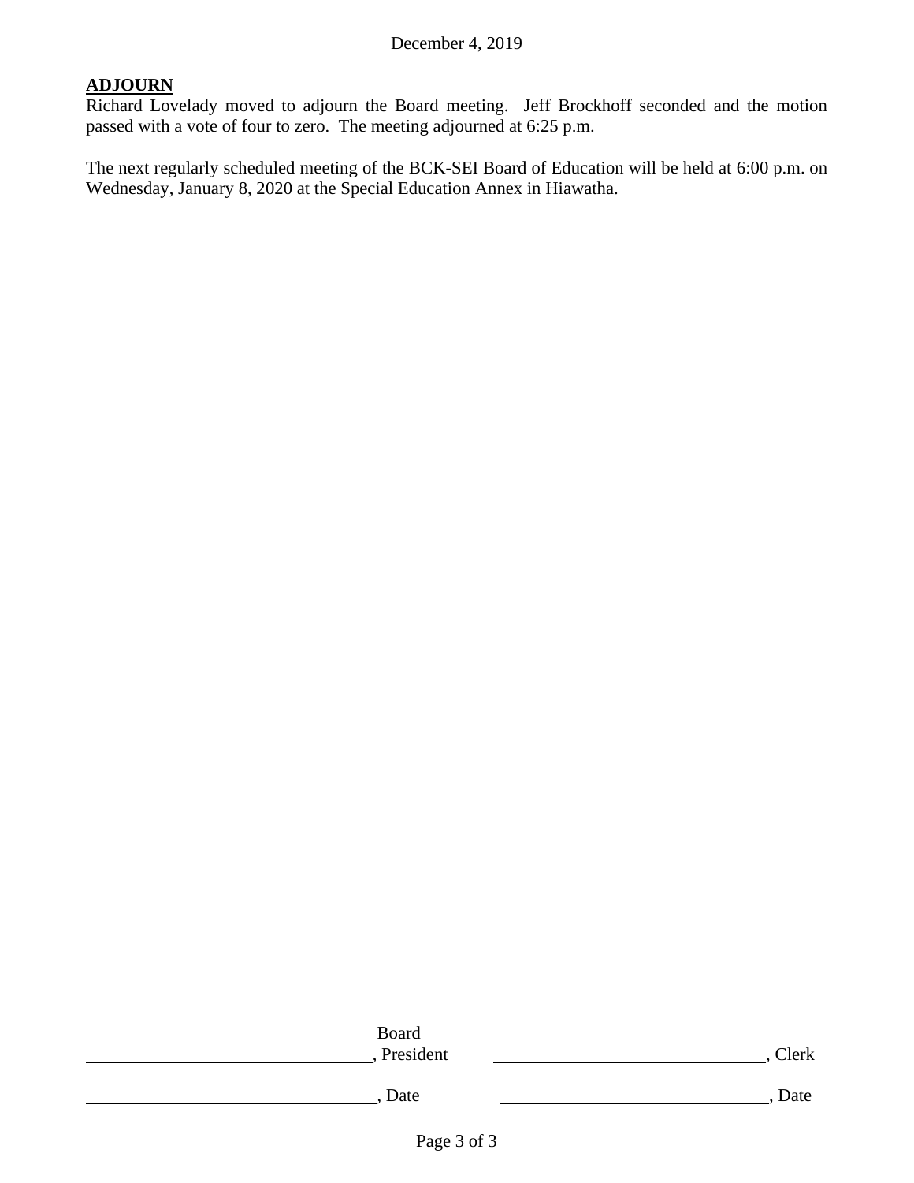**ADJOURN**

Richard Lovelady moved to adjourn the Board meeting. Jeff Brockhoff seconded and the motion passed with a vote of four to zero. The meeting adjourned at 6:25 p.m.

The next regularly scheduled meeting of the BCK-SEI Board of Education will be held at 6:00 p.m. on Wednesday, January 8, 2020 at the Special Education Annex in Hiawatha.

Board

\_\_\_\_\_\_\_\_\_\_\_\_\_\_\_\_\_\_\_\_\_\_\_\_\_\_\_\_\_\_, President        \_\_\_\_\_\_\_\_\_\_\_\_\_\_\_\_\_\_\_\_\_\_\_\_\_\_\_\_\_\_, Clerk

\_\_\_\_\_\_\_\_\_\_\_\_\_\_\_\_\_\_\_\_\_\_\_\_\_\_\_\_\_\_, Date        \_\_\_\_\_\_\_\_\_\_\_\_\_\_\_\_\_\_\_\_\_\_\_\_\_\_\_\_\_\_, Date